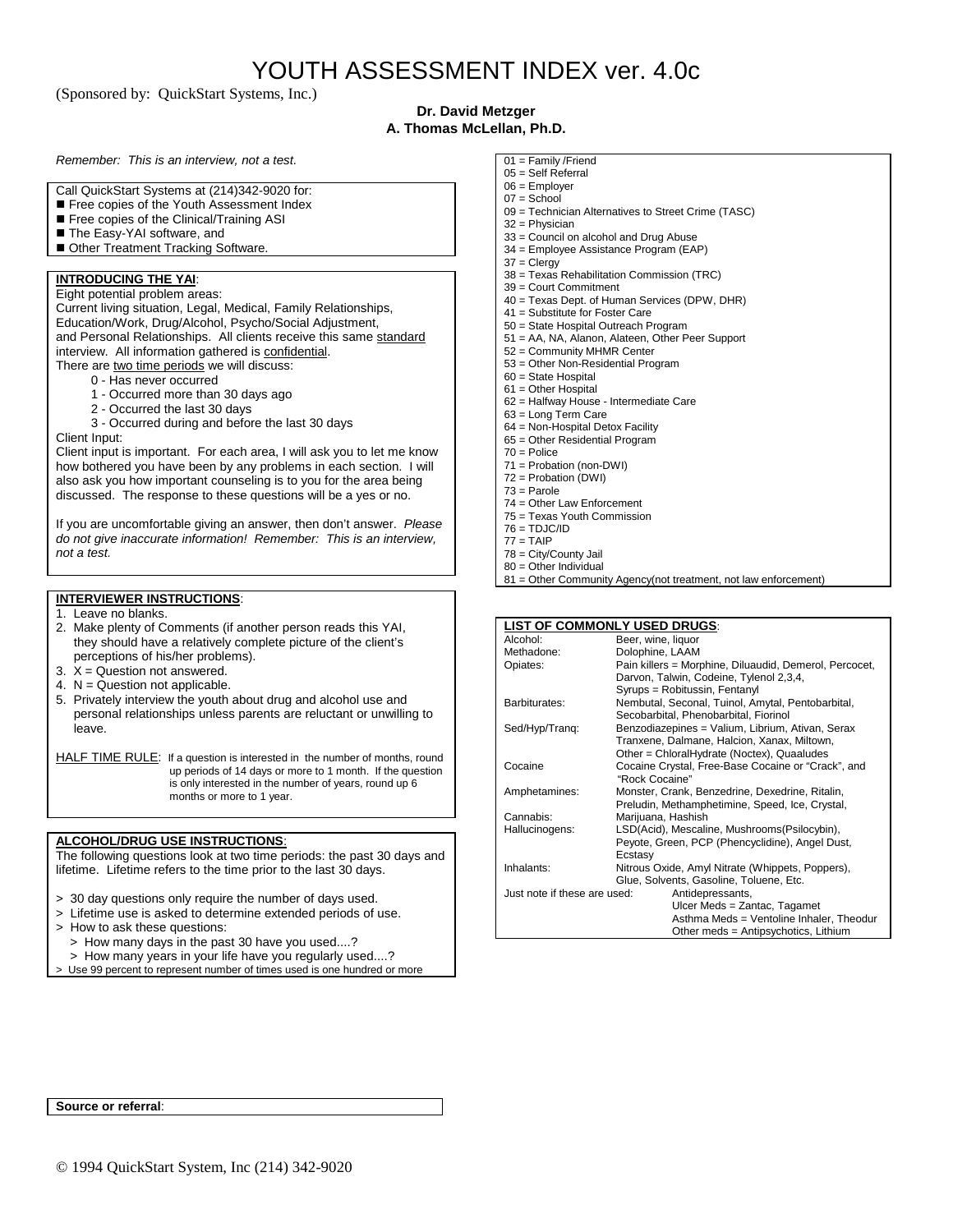# YOUTH ASSESSMENT INDEX ver. 4.0c

(Sponsored by: QuickStart Systems, Inc.)

**Dr. David Metzger**
**A. Thomas McLellan, Ph.D.**

*Remember: This is an interview, not a test.*

Call QuickStart Systems at (214)342-9020 for:

- Free copies of the Youth Assessment Index
- Free copies of the Clinical/Training ASI
- The Easy-YAI software, and
- Other Treatment Tracking Software.

**INTRODUCING THE YAI**:

Eight potential problem areas:
Current living situation, Legal, Medical, Family Relationships, Education/Work, Drug/Alcohol, Psycho/Social Adjustment, and Personal Relationships. All clients receive this same standard interview. All information gathered is confidential.
There are two time periods we will discuss:

- 0 - Has never occurred
- 1 - Occurred more than 30 days ago
- 2 - Occurred the last 30 days
- 3 - Occurred during and before the last 30 days

Client Input:
Client input is important. For each area, I will ask you to let me know how bothered you have been by any problems in each section. I will also ask you how important counseling is to you for the area being discussed. The response to these questions will be a yes or no.

If you are uncomfortable giving an answer, then don't answer. *Please do not give inaccurate information! Remember: This is an interview, not a test.*

**INTERVIEWER INSTRUCTIONS**:

1. Leave no blanks.
2. Make plenty of Comments (if another person reads this YAI, they should have a relatively complete picture of the client's perceptions of his/her problems).
3. X = Question not answered.
4. N = Question not applicable.
5. Privately interview the youth about drug and alcohol use and personal relationships unless parents are reluctant or unwilling to leave.

HALF TIME RULE: If a question is interested in the number of months, round up periods of 14 days or more to 1 month. If the question is only interested in the number of years, round up 6 months or more to 1 year.

**ALCOHOL/DRUG USE INSTRUCTIONS**:

The following questions look at two time periods: the past 30 days and lifetime. Lifetime refers to the time prior to the last 30 days.

> 30 day questions only require the number of days used.
> Lifetime use is asked to determine extended periods of use.
> How to ask these questions:
>   > How many days in the past 30 have you used....?
>   > How many years in your life have you regularly used....?
> Use 99 percent to represent number of times used is one hundred or more

01 = Family /Friend
05 = Self Referral
06 = Employer
07 = School
09 = Technician Alternatives to Street Crime (TASC)
32 = Physician
33 = Council on alcohol and Drug Abuse
34 = Employee Assistance Program (EAP)
37 = Clergy
38 = Texas Rehabilitation Commission (TRC)
39 = Court Commitment
40 = Texas Dept. of Human Services (DPW, DHR)
41 = Substitute for Foster Care
50 = State Hospital Outreach Program
51 = AA, NA, Alanon, Alateen, Other Peer Support
52 = Community MHMR Center
53 = Other Non-Residential Program
60 = State Hospital
61 = Other Hospital
62 = Halfway House - Intermediate Care
63 = Long Term Care
64 = Non-Hospital Detox Facility
65 = Other Residential Program
70 = Police
71 = Probation (non-DWI)
72 = Probation (DWI)
73 = Parole
74 = Other Law Enforcement
75 = Texas Youth Commission
76 = TDJC/ID
77 = TAIP
78 = City/County Jail
80 = Other Individual
81 = Other Community Agency(not treatment, not law enforcement)

**LIST OF COMMONLY USED DRUGS**:

| | |
|---|---|
| Alcohol: | Beer, wine, liquor |
| Methadone: | Dolophine, LAAM |
| Opiates: | Pain killers = Morphine, Diluaudid, Demerol, Percocet, Darvon, Talwin, Codeine, Tylenol 2,3,4, Syrups = Robitussin, Fentanyl |
| Barbiturates: | Nembutal, Seconal, Tuinol, Amytal, Pentobarbital, Secobarbital, Phenobarbital, Fiorinol |
| Sed/Hyp/Tranq: | Benzodiazepines = Valium, Librium, Ativan, Serax Tranxene, Dalmane, Halcion, Xanax, Miltown, Other = ChloralHydrate (Noctex), Quaaludes |
| Cocaine | Cocaine Crystal, Free-Base Cocaine or "Crack", and "Rock Cocaine" |
| Amphetamines: | Monster, Crank, Benzedrine, Dexedrine, Ritalin, Preludin, Methamphetimine, Speed, Ice, Crystal, |
| Cannabis: | Marijuana, Hashish |
| Hallucinogens: | LSD(Acid), Mescaline, Mushrooms(Psilocybin), Peyote, Green, PCP (Phencyclidine), Angel Dust, Ecstasy |
| Inhalants: | Nitrous Oxide, Amyl Nitrate (Whippets, Poppers), Glue, Solvents, Gasoline, Toluene, Etc. |
| Just note if these are used: | Antidepressants, Ulcer Meds = Zantac, Tagamet Asthma Meds = Ventoline Inhaler, Theodur Other meds = Antipsychotics, Lithium |

**Source or referral**:

© 1994 QuickStart System, Inc (214) 342-9020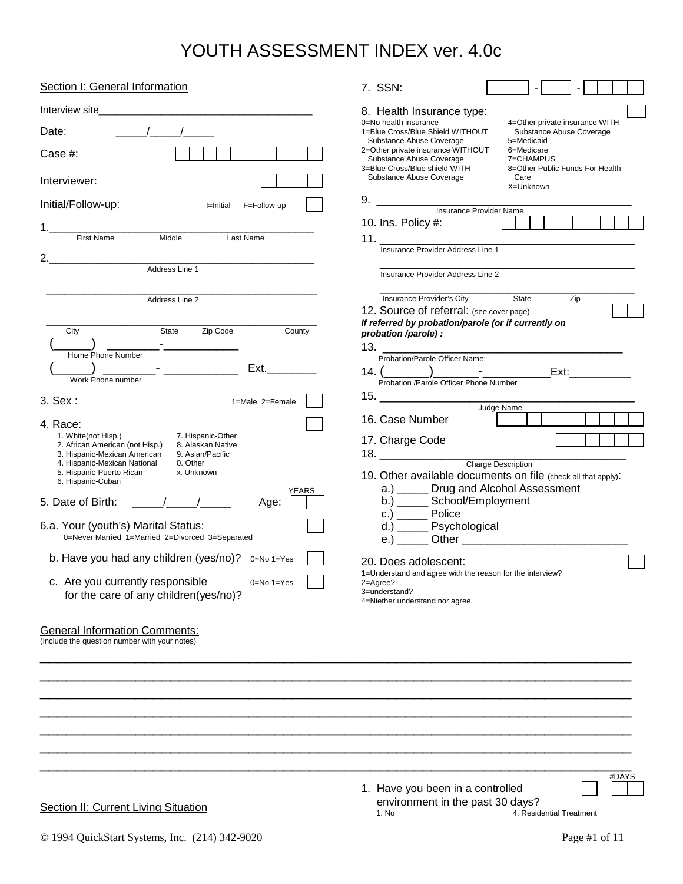# YOUTH ASSESSMENT INDEX ver. 4.0c

## Section I: General Information

Interview site_____________________________________

Date: _____/_____/_____

Case #: [ | | | | | | | | | | ]

Interviewer: [ | | | | ]

Initial/Follow-up: I=Initial F=Follow-up [ ]

1.____________________________________________
First Name Middle Last Name

2.____________________________________________
Address Line 1

______________________________________________
Address Line 2

______________________________________________
City State Zip Code County

(_____) _______-__________
Home Phone Number

(_____) _______- __________ Ext._______
Work Phone number

3. Sex : 1=Male 2=Female [ ]

4. Race: [ ]

1. White(not Hisp.)
2. African American (not Hisp.)
3. Hispanic-Mexican American
4. Hispanic-Mexican National
5. Hispanic-Puerto Rican
6. Hispanic-Cuban
7. Hispanic-Other
8. Alaskan Native
9. Asian/Pacific
0. Other
x. Unknown

5. Date of Birth: _____/_____/_____ Age: [ | ] YEARS

6.a. Your (youth's) Marital Status: [ ]
0=Never Married 1=Married 2=Divorced 3=Separated

b. Have you had any children (yes/no)? 0=No 1=Yes [ ]

c. Are you currently responsible for the care of any children(yes/no)? 0=No 1=Yes [ ]

7. SSN: [ | | ] - [ | ] - [ | | | ]

8. Health Insurance type: [ ]

0=No health insurance
1=Blue Cross/Blue Shield WITHOUT Substance Abuse Coverage
2=Other private insurance WITHOUT Substance Abuse Coverage
3=Blue Cross/Blue shield WITH Substance Abuse Coverage
4=Other private insurance WITH Substance Abuse Coverage
5=Medicaid
6=Medicare
7=CHAMPUS
8=Other Public Funds For Health Care
X=Unknown

9. ________________________________________
Insurance Provider Name

10. Ins. Policy #: [ | | | | | | | | | | ]

11. ________________________________________
Insurance Provider Address Line 1

________________________________________
Insurance Provider Address Line 2

________________________________________
Insurance Provider's City State Zip

12. Source of referral: (see cover page) [ | ]

*If referred by probation/parole (or if currently on probation /parole) :*

13. ________________________________________
Probation/Parole Officer Name:

14. (_______)_______-__________Ext:__________
Probation /Parole Officer Phone Number

15. ________________________________________
Judge Name

16. Case Number [ | | | | | | | | | | ]

17. Charge Code [ | | | | | | ]

18. ________________________________________
Charge Description

19. Other available documents on file (check all that apply):

a.) _____ Drug and Alcohol Assessment
b.) _____ School/Employment
c.) _____ Police
d.) _____ Psychological
e.) _____ Other __________________________

20. Does adolescent: [ ]

1=Understand and agree with the reason for the interview?
2=Agree?
3=understand?
4=Niether understand nor agree.

## General Information Comments:

(Include the question number with your notes)

______________________________________________________________________________

______________________________________________________________________________

______________________________________________________________________________

______________________________________________________________________________

______________________________________________________________________________

______________________________________________________________________________

______________________________________________________________________________

## Section II: Current Living Situation

1. Have you been in a controlled environment in the past 30 days? [ ] [ | ] #DAYS

1. No
4. Residential Treatment

© 1994 QuickStart Systems, Inc. (214) 342-9020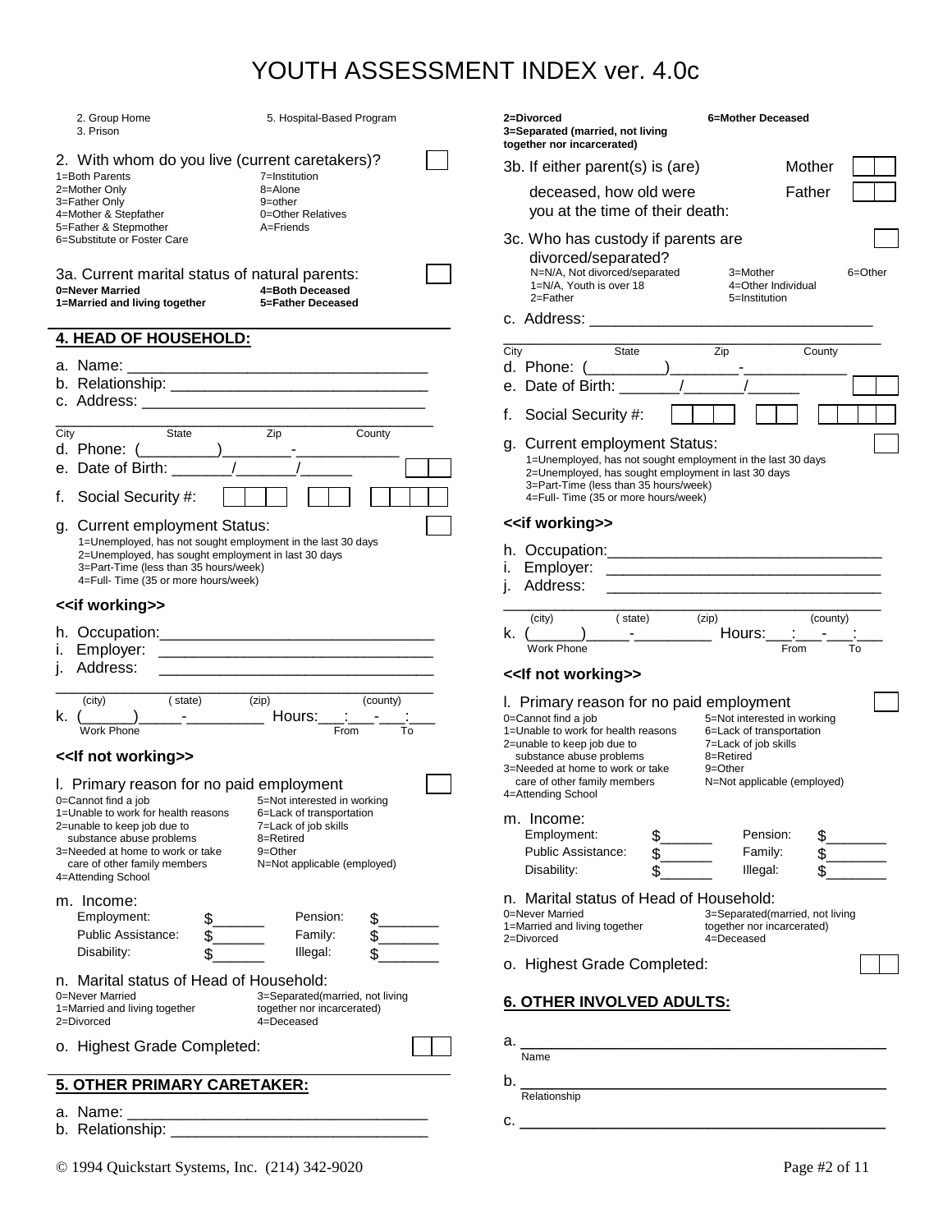# YOUTH ASSESSMENT INDEX ver. 4.0c

2. Group Home
3. Prison
5. Hospital-Based Program

2. With whom do you live (current caretakers)? [ ]

1=Both Parents
2=Mother Only
3=Father Only
4=Mother & Stepfather
5=Father & Stepmother
6=Substitute or Foster Care
7=Institution
8=Alone
9=other
0=Other Relatives
A=Friends

3a. Current marital status of natural parents: [ ]

**0=Never Married**
**1=Married and living together**
**2=Divorced**
**3=Separated (married, not living together nor incarcerated)**
**4=Both Deceased**
**5=Father Deceased**
**6=Mother Deceased**

3b. If either parent(s) is (are) deceased, how old were you at the time of their death:
Mother [ | ]
Father [ | ]

3c. Who has custody if parents are divorced/separated? [ ]

N=N/A, Not divorced/separated
1=N/A, Youth is over 18
2=Father
3=Mother
4=Other Individual
5=Institution
6=Other

## 4. HEAD OF HOUSEHOLD:

a. Name: ______________________________
b. Relationship: ______________________________
c. Address: ______________________________
______________________________
City State Zip County
d. Phone: (_________)________-____________
e. Date of Birth: _______/_______/______ [ | ]
f. Social Security #: [ | | ] [ | ] [ | | | ]
g. Current employment Status: [ ]

1=Unemployed, has not sought employment in the last 30 days
2=Unemployed, has sought employment in last 30 days
3=Part-Time (less than 35 hours/week)
4=Full- Time (35 or more hours/week)

**<<if working>>**

h. Occupation:______________________________
i. Employer: ______________________________
j. Address: ______________________________
______________________________
(city) (state) (zip) (county)
k. (______)_____-_________ Hours:___:___-___:___
Work Phone From To

**<<If not working>>**

l. Primary reason for no paid employment [ ]

0=Cannot find a job
1=Unable to work for health reasons
2=unable to keep job due to substance abuse problems
3=Needed at home to work or take care of other family members
4=Attending School
5=Not interested in working
6=Lack of transportation
7=Lack of job skills
8=Retired
9=Other
N=Not applicable (employed)

m. Income:

| | | | |
|---|---|---|---|
| Employment: | $______ | Pension: | $_______ |
| Public Assistance: | $______ | Family: | $_______ |
| Disability: | $______ | Illegal: | $_______ |

n. Marital status of Head of Household:

0=Never Married
1=Married and living together
2=Divorced
3=Separated(married, not living together nor incarcerated)
4=Deceased

o. Highest Grade Completed: [ | ]

## 5. OTHER PRIMARY CARETAKER:

a. Name: ______________________________
b. Relationship: ______________________________
c. Address: ______________________________
______________________________
City State Zip County
d. Phone: (_________)________-____________
e. Date of Birth: _______/_______/______ [ | ]
f. Social Security #: [ | | ] [ | ] [ | | | ]
g. Current employment Status: [ ]

1=Unemployed, has not sought employment in the last 30 days
2=Unemployed, has sought employment in last 30 days
3=Part-Time (less than 35 hours/week)
4=Full- Time (35 or more hours/week)

**<<if working>>**

h. Occupation:______________________________
i. Employer: ______________________________
j. Address: ______________________________
______________________________
(city) (state) (zip) (county)
k. (______)_____-_________ Hours:___:___-___:___
Work Phone From To

**<<If not working>>**

l. Primary reason for no paid employment [ ]

0=Cannot find a job
1=Unable to work for health reasons
2=unable to keep job due to substance abuse problems
3=Needed at home to work or take care of other family members
4=Attending School
5=Not interested in working
6=Lack of transportation
7=Lack of job skills
8=Retired
9=Other
N=Not applicable (employed)

m. Income:

| | | | |
|---|---|---|---|
| Employment: | $______ | Pension: | $_______ |
| Public Assistance: | $______ | Family: | $_______ |
| Disability: | $______ | Illegal: | $_______ |

n. Marital status of Head of Household:

0=Never Married
1=Married and living together
2=Divorced
3=Separated(married, not living together nor incarcerated)
4=Deceased

o. Highest Grade Completed: [ | ]

## 6. OTHER INVOLVED ADULTS:

a. ______________________________
Name
b. ______________________________
Relationship
c. ______________________________

© 1994 Quickstart Systems, Inc. (214) 342-9020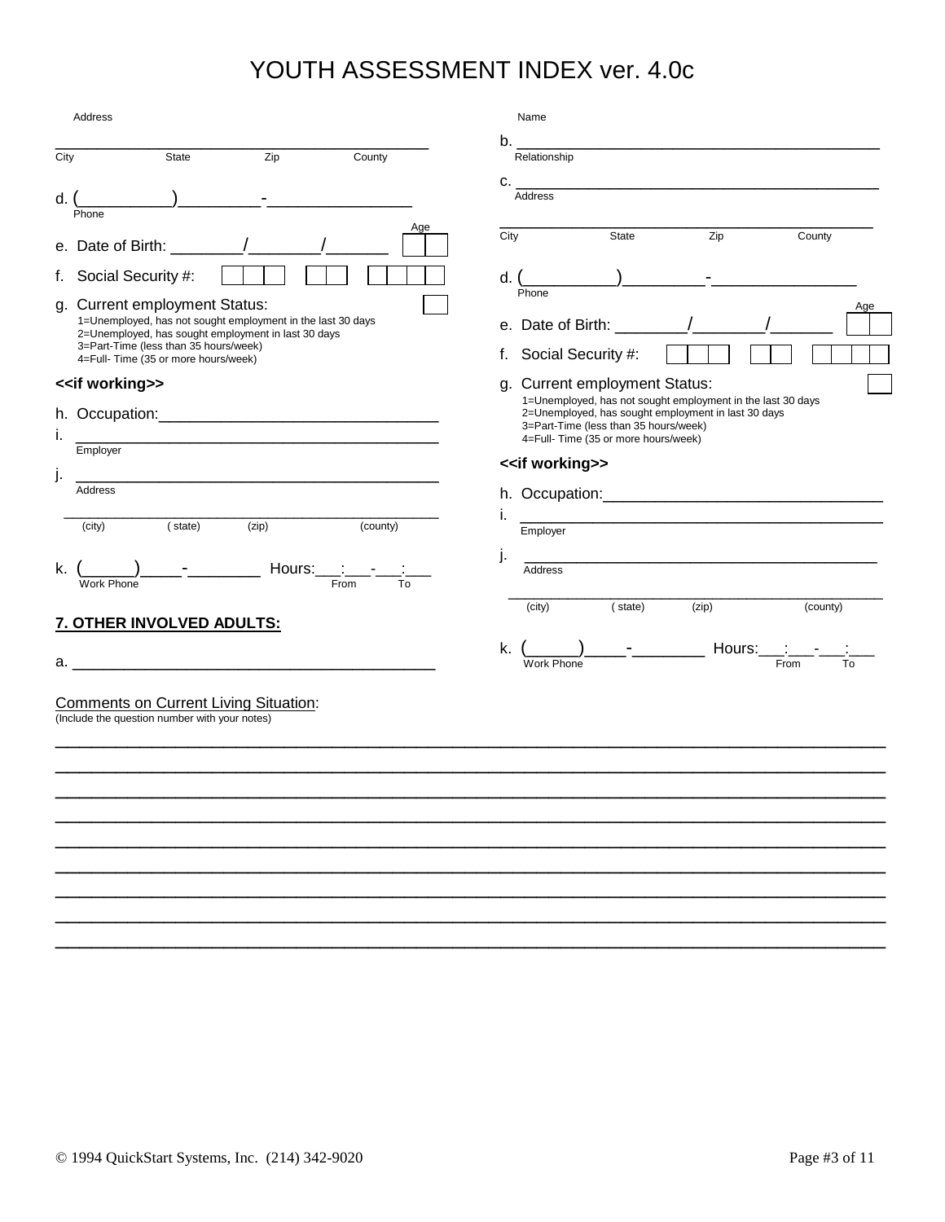# YOUTH ASSESSMENT INDEX ver. 4.0c

Address

______________________________________________
City State Zip County

d. (__________)_________-________________
Phone

e. Date of Birth: ________/________/_______ Age [ | ]

f. Social Security #: [ | | ] [ | ] [ | | | ]

g. Current employment Status: [ ]
1=Unemployed, has not sought employment in the last 30 days
2=Unemployed, has sought employment in last 30 days
3=Part-Time (less than 35 hours/week)
4=Full- Time (35 or more hours/week)

**<<if working>>**

h. Occupation:_______________________________

i. __________________________________________
Employer

j. __________________________________________
Address

______________________________________________
(city) ( state) (zip) (county)

k. (______)_____-________ Hours:___:___-___:___
Work Phone From To

**7. OTHER INVOLVED ADULTS:**

a. ________________________________________
Name

b. ________________________________________
Relationship

c. ________________________________________
Address

______________________________________________
City State Zip County

d. (__________)_________-________________
Phone

e. Date of Birth: ________/________/_______ Age [ | ]

f. Social Security #: [ | | ] [ | ] [ | | | ]

g. Current employment Status: [ ]
1=Unemployed, has not sought employment in the last 30 days
2=Unemployed, has sought employment in last 30 days
3=Part-Time (less than 35 hours/week)
4=Full- Time (35 or more hours/week)

**<<if working>>**

h. Occupation:_______________________________

i. __________________________________________
Employer

j. __________________________________________
Address

______________________________________________
(city) ( state) (zip) (county)

k. (______)_____-________ Hours:___:___-___:___
Work Phone From To

Comments on Current Living Situation:
(Include the question number with your notes)

______________________________________________________________________________

______________________________________________________________________________

______________________________________________________________________________

______________________________________________________________________________

______________________________________________________________________________

______________________________________________________________________________

______________________________________________________________________________

______________________________________________________________________________

______________________________________________________________________________

© 1994 QuickStart Systems, Inc. (214) 342-9020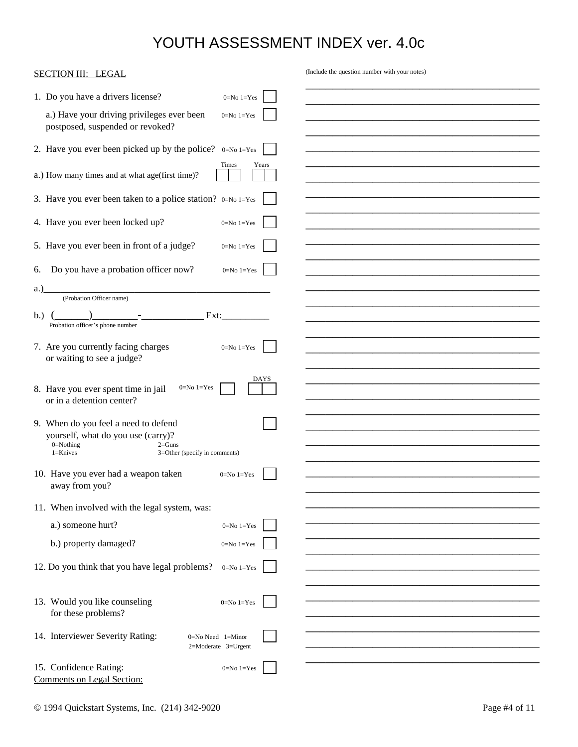# YOUTH ASSESSMENT INDEX ver. 4.0c

## SECTION III: LEGAL

(Include the question number with your notes)

1. Do you have a drivers license? 0=No 1=Yes ☐

   a.) Have your driving privileges ever been postposed, suspended or revoked? 0=No 1=Yes ☐

2. Have you ever been picked up by the police? 0=No 1=Yes ☐

   a.) How many times and at what age(first time)? Times ☐☐ Years ☐☐

3. Have you ever been taken to a police station? 0=No 1=Yes ☐

4. Have you ever been locked up? 0=No 1=Yes ☐

5. Have you ever been in front of a judge? 0=No 1=Yes ☐

6. Do you have a probation officer now? 0=No 1=Yes ☐

   a.)________________________________________________
   (Probation Officer name)

   b.) (_______)_________-_____________ Ext:__________
   Probation officer's phone number

7. Are you currently facing charges or waiting to see a judge? 0=No 1=Yes ☐

8. Have you ever spent time in jail or in a detention center? 0=No 1=Yes ☐ DAYS ☐☐

9. When do you feel a need to defend yourself, what do you use (carry)? ☐
   0=Nothing
   1=Knives
   2=Guns
   3=Other (specify in comments)

10. Have you ever had a weapon taken away from you? 0=No 1=Yes ☐

11. When involved with the legal system, was:

    a.) someone hurt? 0=No 1=Yes ☐

    b.) property damaged? 0=No 1=Yes ☐

12. Do you think that you have legal problems? 0=No 1=Yes ☐

13. Would you like counseling for these problems? 0=No 1=Yes ☐

14. Interviewer Severity Rating: 0=No Need 1=Minor 2=Moderate 3=Urgent ☐

15. Confidence Rating: 0=No 1=Yes ☐

Comments on Legal Section:

© 1994 Quickstart Systems, Inc. (214) 342-9020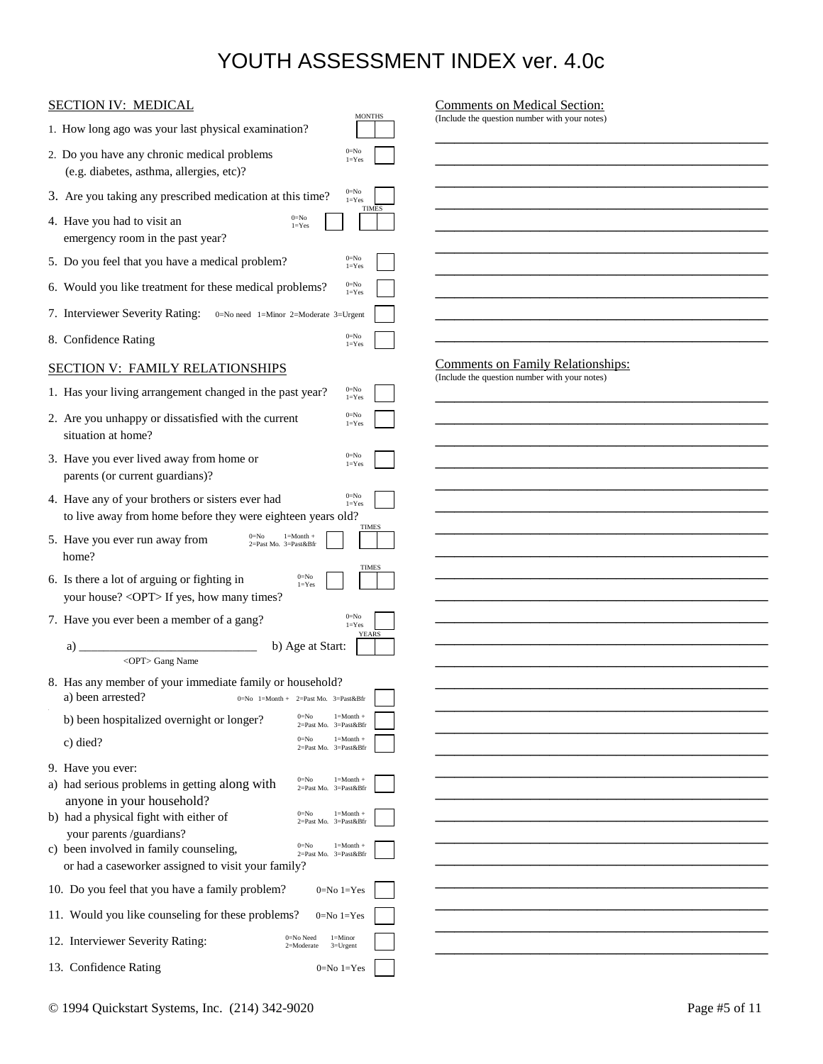# YOUTH ASSESSMENT INDEX ver. 4.0c

## SECTION IV: MEDICAL

1. How long ago was your last physical examination? — MONTHS [ | ]
2. Do you have any chronic medical problems (e.g. diabetes, asthma, allergies, etc)? — 0=No 1=Yes [ ]
3. Are you taking any prescribed medication at this time? — 0=No 1=Yes [ ]
4. Have you had to visit an emergency room in the past year? — 0=No 1=Yes [ ] TIMES [ | ]
5. Do you feel that you have a medical problem? — 0=No 1=Yes [ ]
6. Would you like treatment for these medical problems? — 0=No 1=Yes [ ]
7. Interviewer Severity Rating: — 0=No need 1=Minor 2=Moderate 3=Urgent [ ]
8. Confidence Rating — 0=No 1=Yes [ ]

## SECTION V: FAMILY RELATIONSHIPS

1. Has your living arrangement changed in the past year? — 0=No 1=Yes [ ]
2. Are you unhappy or dissatisfied with the current situation at home? — 0=No 1=Yes [ ]
3. Have you ever lived away from home or parents (or current guardians)? — 0=No 1=Yes [ ]
4. Have any of your brothers or sisters ever had to live away from home before they were eighteen years old? — 0=No 1=Yes [ ]
5. Have you ever run away from home? — 0=No 1=Month + 2=Past Mo. 3=Past&Bfr [ ] TIMES [ | ]
6. Is there a lot of arguing or fighting in your house? <OPT> If yes, how many times? — 0=No 1=Yes [ ] TIMES [ | ]
7. Have you ever been a member of a gang? — 0=No 1=Yes [ ]
   a) ______________________________ <OPT> Gang Name
   b) Age at Start: YEARS [ | ]
8. Has any member of your immediate family or household?
   a) been arrested? — 0=No 1=Month + 2=Past Mo. 3=Past&Bfr [ ]
   b) been hospitalized overnight or longer? — 0=No 1=Month + 2=Past Mo. 3=Past&Bfr [ ]
   c) died? — 0=No 1=Month + 2=Past Mo. 3=Past&Bfr [ ]
9. Have you ever:
   a) had serious problems in getting along with anyone in your household? — 0=No 1=Month + 2=Past Mo. 3=Past&Bfr [ ]
   b) had a physical fight with either of your parents /guardians? — 0=No 1=Month + 2=Past Mo. 3=Past&Bfr [ ]
   c) been involved in family counseling, or had a caseworker assigned to visit your family? — 0=No 1=Month + 2=Past Mo. 3=Past&Bfr [ ]
10. Do you feel that you have a family problem? — 0=No 1=Yes [ ]
11. Would you like counseling for these problems? — 0=No 1=Yes [ ]
12. Interviewer Severity Rating: — 0=No Need 1=Minor 2=Moderate 3=Urgent [ ]
13. Confidence Rating — 0=No 1=Yes [ ]

Comments on Medical Section:
(Include the question number with your notes)

______________________________________________

______________________________________________

______________________________________________

______________________________________________

______________________________________________

______________________________________________

______________________________________________

______________________________________________

______________________________________________

______________________________________________

Comments on Family Relationships:
(Include the question number with your notes)

______________________________________________

______________________________________________

______________________________________________

______________________________________________

______________________________________________

______________________________________________

______________________________________________

______________________________________________

______________________________________________

______________________________________________

______________________________________________

______________________________________________

______________________________________________

______________________________________________

______________________________________________

______________________________________________

______________________________________________

______________________________________________

______________________________________________

______________________________________________

______________________________________________

______________________________________________

______________________________________________

______________________________________________

______________________________________________

© 1994 Quickstart Systems, Inc. (214) 342-9020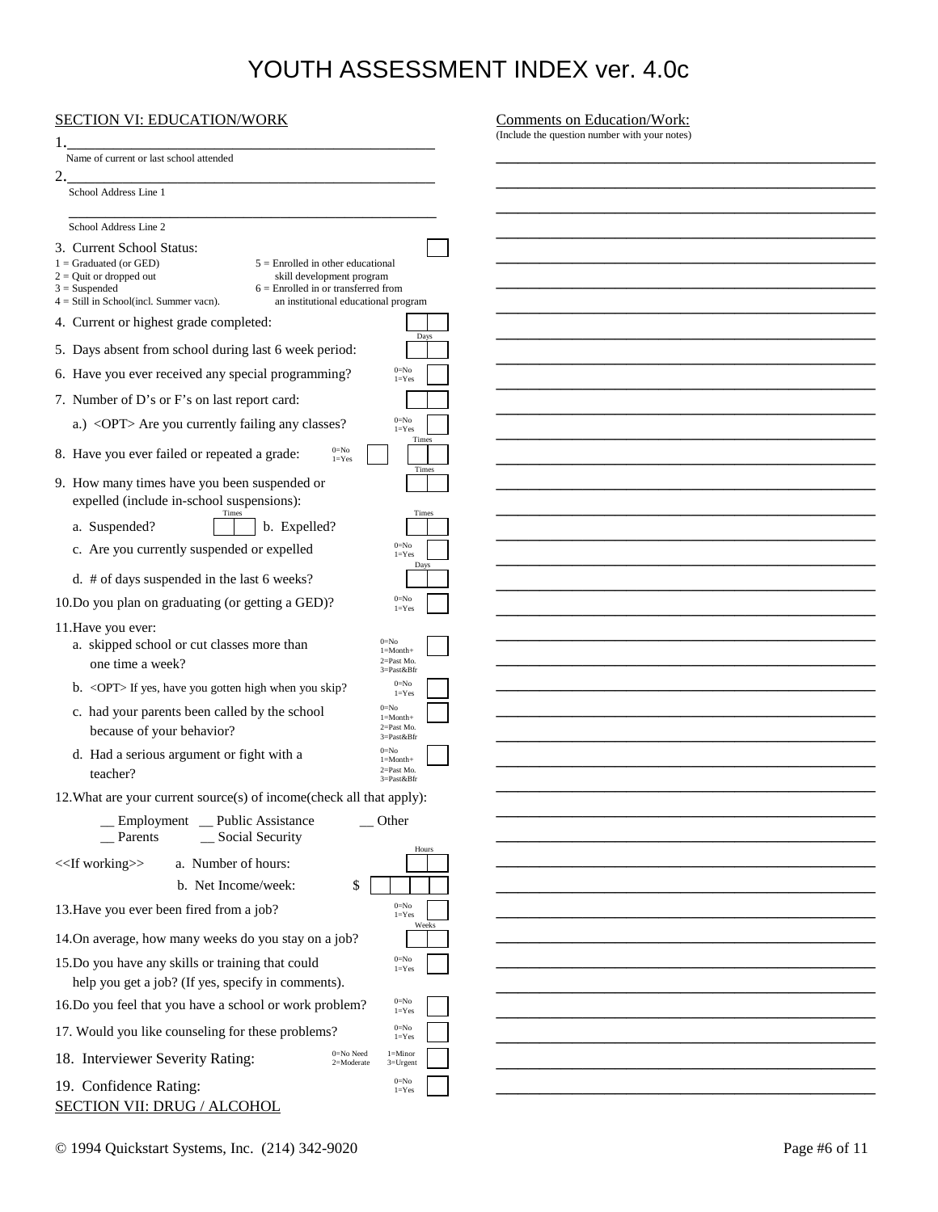# YOUTH ASSESSMENT INDEX ver. 4.0c

## SECTION VI: EDUCATION/WORK

1. ______________________________________________
   Name of current or last school attended

2. ______________________________________________
   School Address Line 1

   ______________________________________________
   School Address Line 2

3. Current School Status: [ ]
   - 1 = Graduated (or GED)
   - 2 = Quit or dropped out
   - 3 = Suspended
   - 4 = Still in School(incl. Summer vacn).
   - 5 = Enrolled in other educational skill development program
   - 6 = Enrolled in or transferred from an institutional educational program

4. Current or highest grade completed: [ | ]

5. Days absent from school during last 6 week period: Days [ | ]

6. Have you ever received any special programming? 0=No 1=Yes [ ]

7. Number of D's or F's on last report card: [ | ]

   a.) <OPT> Are you currently failing any classes? 0=No 1=Yes [ ]

8. Have you ever failed or repeated a grade: 0=No 1=Yes [ ] Times [ | ]

9. How many times have you been suspended or expelled (include in-school suspensions): Times [ | ]

   a. Suspended? Times [ | ] b. Expelled? Times [ | ]

   c. Are you currently suspended or expelled 0=No 1=Yes [ ]

   d. # of days suspended in the last 6 weeks? Days [ | ]

10. Do you plan on graduating (or getting a GED)? 0=No 1=Yes [ ]

11. Have you ever:

    a. skipped school or cut classes more than one time a week? 0=No 1=Month+ 2=Past Mo. 3=Past&Bfr [ ]

    b. <OPT> If yes, have you gotten high when you skip? 0=No 1=Yes [ ]

    c. had your parents been called by the school because of your behavior? 0=No 1=Month+ 2=Past Mo. 3=Past&Bfr [ ]

    d. Had a serious argument or fight with a teacher? 0=No 1=Month+ 2=Past Mo. 3=Past&Bfr [ ]

12. What are your current source(s) of income(check all that apply):

    __ Employment __ Public Assistance __ Other
    __ Parents __ Social Security

    <<If working>> a. Number of hours: Hours [ | ]

    b. Net Income/week: $ [ | | | | ]

13. Have you ever been fired from a job? 0=No 1=Yes [ ]

14. On average, how many weeks do you stay on a job? Weeks [ | ]

15. Do you have any skills or training that could help you get a job? (If yes, specify in comments). 0=No 1=Yes [ ]

16. Do you feel that you have a school or work problem? 0=No 1=Yes [ ]

17. Would you like counseling for these problems? 0=No 1=Yes [ ]

18. Interviewer Severity Rating: 0=No Need 1=Minor 2=Moderate 3=Urgent [ ]

19. Confidence Rating: 0=No 1=Yes [ ]

Comments on Education/Work:
(Include the question number with your notes)

______________________________________________

## SECTION VII: DRUG / ALCOHOL

© 1994 Quickstart Systems, Inc. (214) 342-9020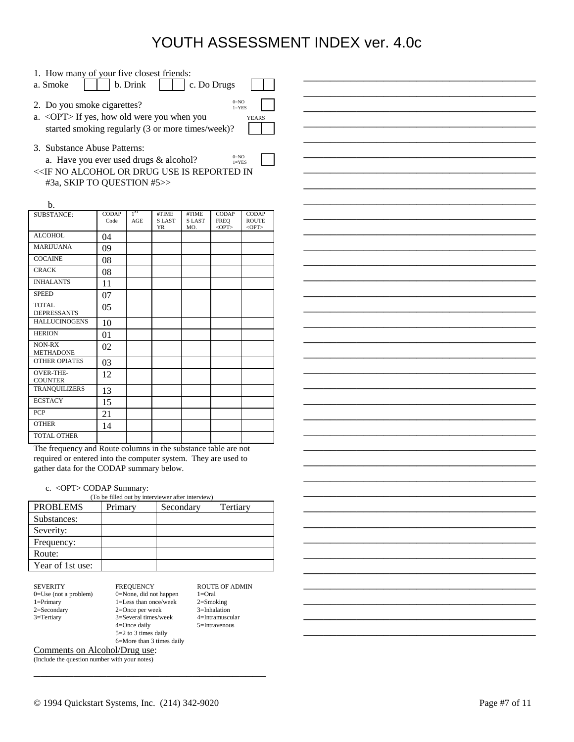# YOUTH ASSESSMENT INDEX ver. 4.0c

1. How many of your five closest friends:
   a. Smoke [ | ] b. Drink [ | ] c. Do Drugs [ | ]

2. Do you smoke cigarettes? 0=NO 1=YES [ ]
   a. <OPT> If yes, how old were you when you started smoking regularly (3 or more times/week)? YEARS [ | ]

3. Substance Abuse Patterns:
   a. Have you ever used drugs & alcohol? 0=NO 1=YES [ ]

<<IF NO ALCOHOL OR DRUG USE IS REPORTED IN #3a, SKIP TO QUESTION #5>>

b.

| SUBSTANCE: | CODAP Code | 1ST AGE | #TIMES LAST YR | #TIMES LAST MO. | CODAP FREQ <OPT> | CODAP ROUTE <OPT> |
|---|---|---|---|---|---|---|
| ALCOHOL | 04 | | | | | |
| MARIJUANA | 09 | | | | | |
| COCAINE | 08 | | | | | |
| CRACK | 08 | | | | | |
| INHALANTS | 11 | | | | | |
| SPEED | 07 | | | | | |
| TOTAL DEPRESSANTS | 05 | | | | | |
| HALLUCINOGENS | 10 | | | | | |
| HERION | 01 | | | | | |
| NON-RX METHADONE | 02 | | | | | |
| OTHER OPIATES | 03 | | | | | |
| OVER-THE-COUNTER | 12 | | | | | |
| TRANQUILIZERS | 13 | | | | | |
| ECSTACY | 15 | | | | | |
| PCP | 21 | | | | | |
| OTHER | 14 | | | | | |
| TOTAL OTHER | | | | | | |

The frequency and Route columns in the substance table are not required or entered into the computer system. They are used to gather data for the CODAP summary below.

c. <OPT> CODAP Summary:
(To be filled out by interviewer after interview)

| PROBLEMS | Primary | Secondary | Tertiary |
|---|---|---|---|
| Substances: | | | |
| Severity: | | | |
| Frequency: | | | |
| Route: | | | |
| Year of 1st use: | | | |

| SEVERITY | FREQUENCY | ROUTE OF ADMIN |
|---|---|---|
| 0=Use (not a problem) | 0=None, did not happen | 1=Oral |
| 1=Primary | 1=Less than once/week | 2=Smoking |
| 2=Secondary | 2=Once per week | 3=Inhalation |
| 3=Tertiary | 3=Several times/week | 4=Intramuscular |
| | 4=Once daily | 5=Intravenous |
| | 5=2 to 3 times daily | |
| | 6=More than 3 times daily | |

Comments on Alcohol/Drug use:
(Include the question number with your notes)

______________________________________________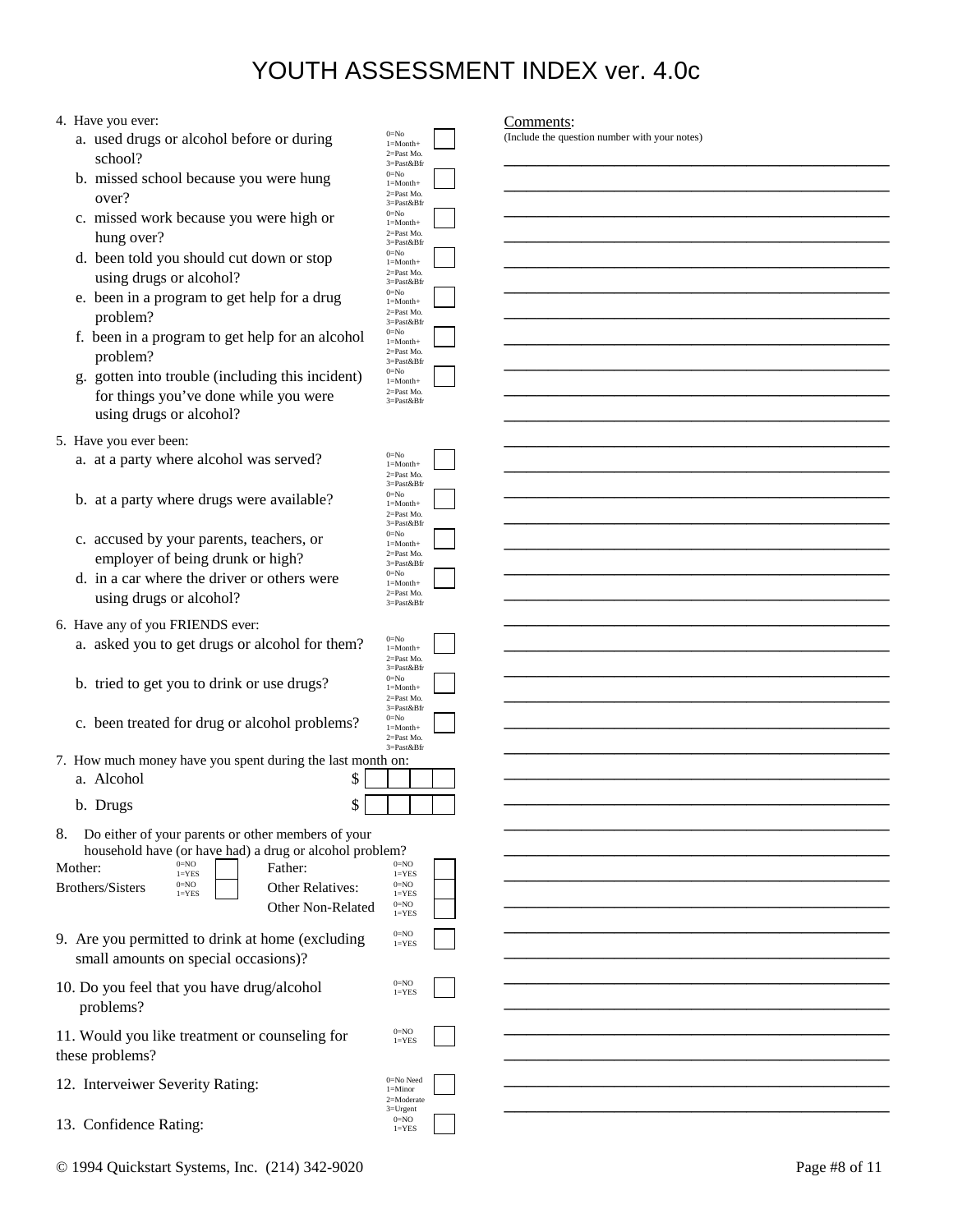# YOUTH ASSESSMENT INDEX ver. 4.0c

4. Have you ever:
   - a. used drugs or alcohol before or during school? (0=No 1=Month+ 2=Past Mo. 3=Past&Bfr) ☐
   - b. missed school because you were hung over? (0=No 1=Month+ 2=Past Mo. 3=Past&Bfr) ☐
   - c. missed work because you were high or hung over? (0=No 1=Month+ 2=Past Mo. 3=Past&Bfr) ☐
   - d. been told you should cut down or stop using drugs or alcohol? (0=No 1=Month+ 2=Past Mo. 3=Past&Bfr) ☐
   - e. been in a program to get help for a drug problem? (0=No 1=Month+ 2=Past Mo. 3=Past&Bfr) ☐
   - f. been in a program to get help for an alcohol problem? (0=No 1=Month+ 2=Past Mo. 3=Past&Bfr) ☐
   - g. gotten into trouble (including this incident) for things you've done while you were using drugs or alcohol? (0=No 1=Month+ 2=Past Mo. 3=Past&Bfr) ☐

5. Have you ever been:
   - a. at a party where alcohol was served? (0=No 1=Month+ 2=Past Mo. 3=Past&Bfr) ☐
   - b. at a party where drugs were available? (0=No 1=Month+ 2=Past Mo. 3=Past&Bfr) ☐
   - c. accused by your parents, teachers, or employer of being drunk or high? (0=No 1=Month+ 2=Past Mo. 3=Past&Bfr) ☐
   - d. in a car where the driver or others were using drugs or alcohol? (0=No 1=Month+ 2=Past Mo. 3=Past&Bfr) ☐

6. Have any of you FRIENDS ever:
   - a. asked you to get drugs or alcohol for them? (0=No 1=Month+ 2=Past Mo. 3=Past&Bfr) ☐
   - b. tried to get you to drink or use drugs? (0=No 1=Month+ 2=Past Mo. 3=Past&Bfr) ☐
   - c. been treated for drug or alcohol problems? (0=No 1=Month+ 2=Past Mo. 3=Past&Bfr) ☐

7. How much money have you spent during the last month on:
   - a. Alcohol $ ☐☐☐☐
   - b. Drugs $ ☐☐☐☐

8. Do either of your parents or other members of your household have (or have had) a drug or alcohol problem?

| | | | |
|---|---|---|---|
| Mother: | 0=NO 1=YES ☐ | Father: | 0=NO 1=YES ☐ |
| Brothers/Sisters | 0=NO 1=YES ☐ | Other Relatives: | 0=NO 1=YES ☐ |
| | | Other Non-Related | 0=NO 1=YES ☐ |

9. Are you permitted to drink at home (excluding small amounts on special occasions)? (0=NO 1=YES) ☐

10. Do you feel that you have drug/alcohol problems? (0=NO 1=YES) ☐

11. Would you like treatment or counseling for these problems? (0=NO 1=YES) ☐

12. Interveiwer Severity Rating: (0=No Need 1=Minor 2=Moderate 3=Urgent) ☐

13. Confidence Rating: (0=NO 1=YES) ☐

Comments:
(Include the question number with your notes)

© 1994 Quickstart Systems, Inc. (214) 342-9020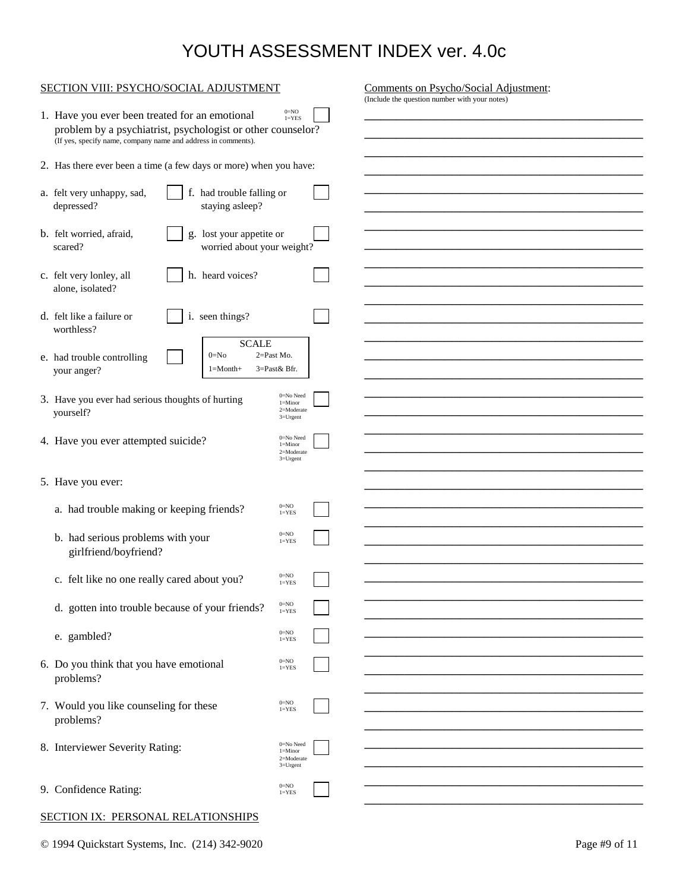# YOUTH ASSESSMENT INDEX ver. 4.0c

## SECTION VIII: PSYCHO/SOCIAL ADJUSTMENT

1. Have you ever been treated for an emotional problem by a psychiatrist, psychologist or other counselor? (0=NO 1=YES) ☐
   (If yes, specify name, company name and address in comments).

2. Has there ever been a time (a few days or more) when you have:

   a. felt very unhappy, sad, depressed? ☐
   b. felt worried, afraid, scared? ☐
   c. felt very lonley, all alone, isolated? ☐
   d. felt like a failure or worthless? ☐
   e. had trouble controlling your anger? ☐
   f. had trouble falling or staying asleep? ☐
   g. lost your appetite or worried about your weight? ☐
   h. heard voices? ☐
   i. seen things? ☐

   | SCALE | |
   |---|---|
   | 0=No | 2=Past Mo. |
   | 1=Month+ | 3=Past& Bfr. |

3. Have you ever had serious thoughts of hurting yourself? (0=No Need 1=Minor 2=Moderate 3=Urgent) ☐

4. Have you ever attempted suicide? (0=No Need 1=Minor 2=Moderate 3=Urgent) ☐

5. Have you ever:

   a. had trouble making or keeping friends? (0=NO 1=YES) ☐
   b. had serious problems with your girlfriend/boyfriend? (0=NO 1=YES) ☐
   c. felt like no one really cared about you? (0=NO 1=YES) ☐
   d. gotten into trouble because of your friends? (0=NO 1=YES) ☐
   e. gambled? (0=NO 1=YES) ☐

6. Do you think that you have emotional problems? (0=NO 1=YES) ☐

7. Would you like counseling for these problems? (0=NO 1=YES) ☐

8. Interviewer Severity Rating: (0=No Need 1=Minor 2=Moderate 3=Urgent) ☐

9. Confidence Rating: (0=NO 1=YES) ☐

Comments on Psycho/Social Adjustment:
(Include the question number with your notes)

## SECTION IX: PERSONAL RELATIONSHIPS

© 1994 Quickstart Systems, Inc. (214) 342-9020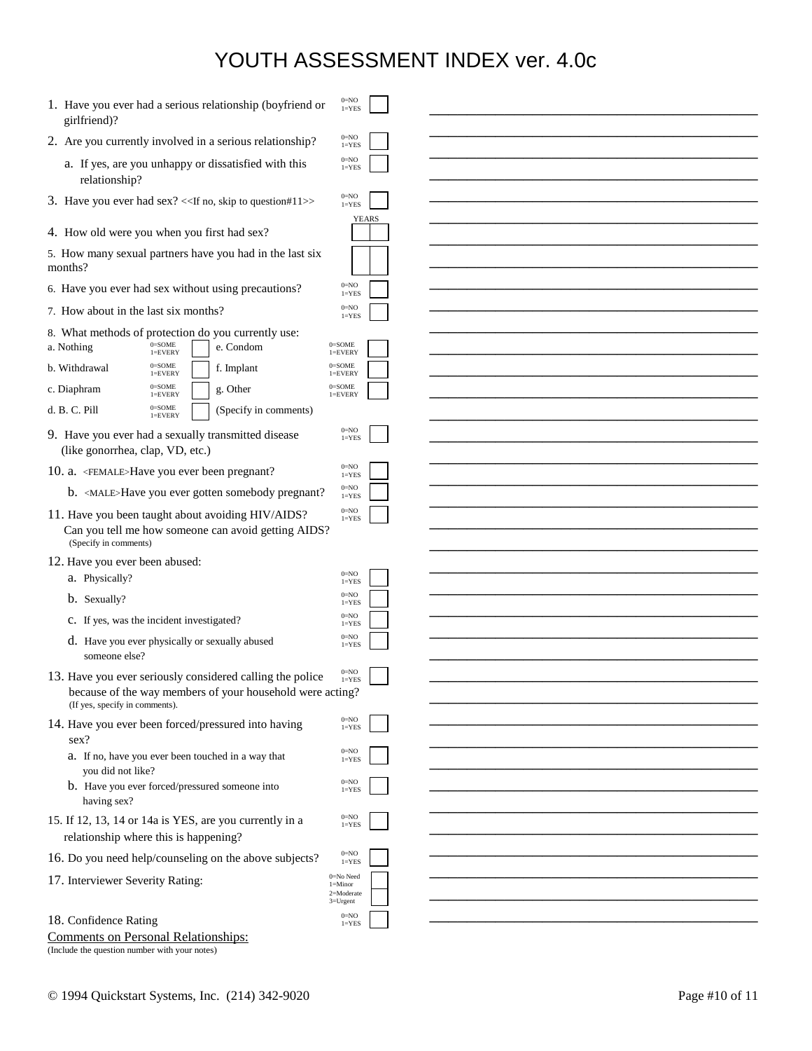# YOUTH ASSESSMENT INDEX ver. 4.0c

1. Have you ever had a serious relationship (boyfriend or girlfriend)? 0=NO 1=YES [ ]
2. Are you currently involved in a serious relationship? 0=NO 1=YES [ ]
   a. If yes, are you unhappy or dissatisfied with this relationship? 0=NO 1=YES [ ]
3. Have you ever had sex? <<If no, skip to question#11>> 0=NO 1=YES [ ]
4. How old were you when you first had sex? YEARS [ ][ ]
5. How many sexual partners have you had in the last six months? [ ][ ]
6. Have you ever had sex without using precautions? 0=NO 1=YES [ ]
7. How about in the last six months? 0=NO 1=YES [ ]
8. What methods of protection do you currently use:

| Method | Scale | | Method | Scale | |
|---|---|---|---|---|---|
| a. Nothing | 0=SOME 1=EVERY | [ ] | e. Condom | 0=SOME 1=EVERY | [ ] |
| b. Withdrawal | 0=SOME 1=EVERY | [ ] | f. Implant | 0=SOME 1=EVERY | [ ] |
| c. Diaphram | 0=SOME 1=EVERY | [ ] | g. Other | 0=SOME 1=EVERY | [ ] |
| d. B. C. Pill | 0=SOME 1=EVERY | [ ] | (Specify in comments) | | |

9. Have you ever had a sexually transmitted disease (like gonorrhea, clap, VD, etc.) 0=NO 1=YES [ ]
10. a. <FEMALE>Have you ever been pregnant? 0=NO 1=YES [ ]
    b. <MALE>Have you ever gotten somebody pregnant? 0=NO 1=YES [ ]
11. Have you been taught about avoiding HIV/AIDS? Can you tell me how someone can avoid getting AIDS? (Specify in comments) 0=NO 1=YES [ ]
12. Have you ever been abused:
    a. Physically? 0=NO 1=YES [ ]
    b. Sexually? 0=NO 1=YES [ ]
    c. If yes, was the incident investigated? 0=NO 1=YES [ ]
    d. Have you ever physically or sexually abused someone else? 0=NO 1=YES [ ]
13. Have you ever seriously considered calling the police because of the way members of your household were acting? (If yes, specify in comments). 0=NO 1=YES [ ]
14. Have you ever been forced/pressured into having sex? 0=NO 1=YES [ ]
    a. If no, have you ever been touched in a way that you did not like? 0=NO 1=YES [ ]
    b. Have you ever forced/pressured someone into having sex? 0=NO 1=YES [ ]
15. If 12, 13, 14 or 14a is YES, are you currently in a relationship where this is happening? 0=NO 1=YES [ ]
16. Do you need help/counseling on the above subjects? 0=NO 1=YES [ ]
17. Interviewer Severity Rating: 0=No Need 1=Minor 2=Moderate 3=Urgent [ ][ ]
18. Confidence Rating 0=NO 1=YES [ ]

Comments on Personal Relationships:
(Include the question number with your notes)

\_\_\_\_\_\_\_\_\_\_\_\_\_\_\_\_\_\_\_\_\_\_\_\_\_\_\_\_\_\_\_\_\_\_\_\_\_\_\_\_

© 1994 Quickstart Systems, Inc. (214) 342-9020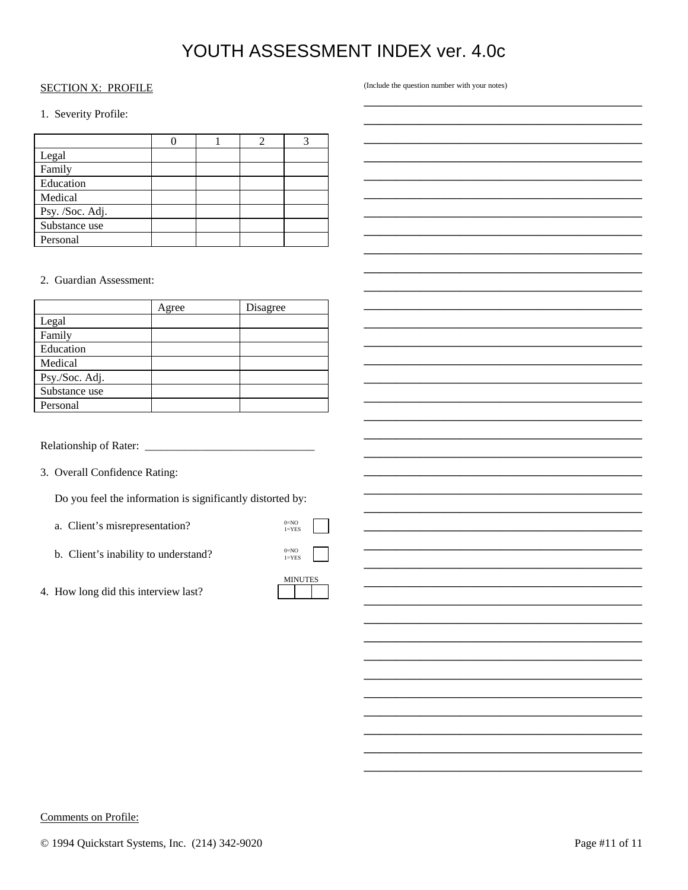# YOUTH ASSESSMENT INDEX ver. 4.0c

SECTION X: PROFILE

(Include the question number with your notes)

1. Severity Profile:

| | 0 | 1 | 2 | 3 |
|---|---|---|---|---|
| Legal | | | | |
| Family | | | | |
| Education | | | | |
| Medical | | | | |
| Psy. /Soc. Adj. | | | | |
| Substance use | | | | |
| Personal | | | | |

2. Guardian Assessment:

| | Agree | Disagree |
|---|---|---|
| Legal | | |
| Family | | |
| Education | | |
| Medical | | |
| Psy./Soc. Adj. | | |
| Substance use | | |
| Personal | | |

Relationship of Rater: ______________________________

3. Overall Confidence Rating:

Do you feel the information is significantly distorted by:

a. Client's misrepresentation? 0=NO 1=YES [ ]

b. Client's inability to understand? 0=NO 1=YES [ ]

4. How long did this interview last? MINUTES [ ][ ][ ]

Comments on Profile:

© 1994 Quickstart Systems, Inc. (214) 342-9020